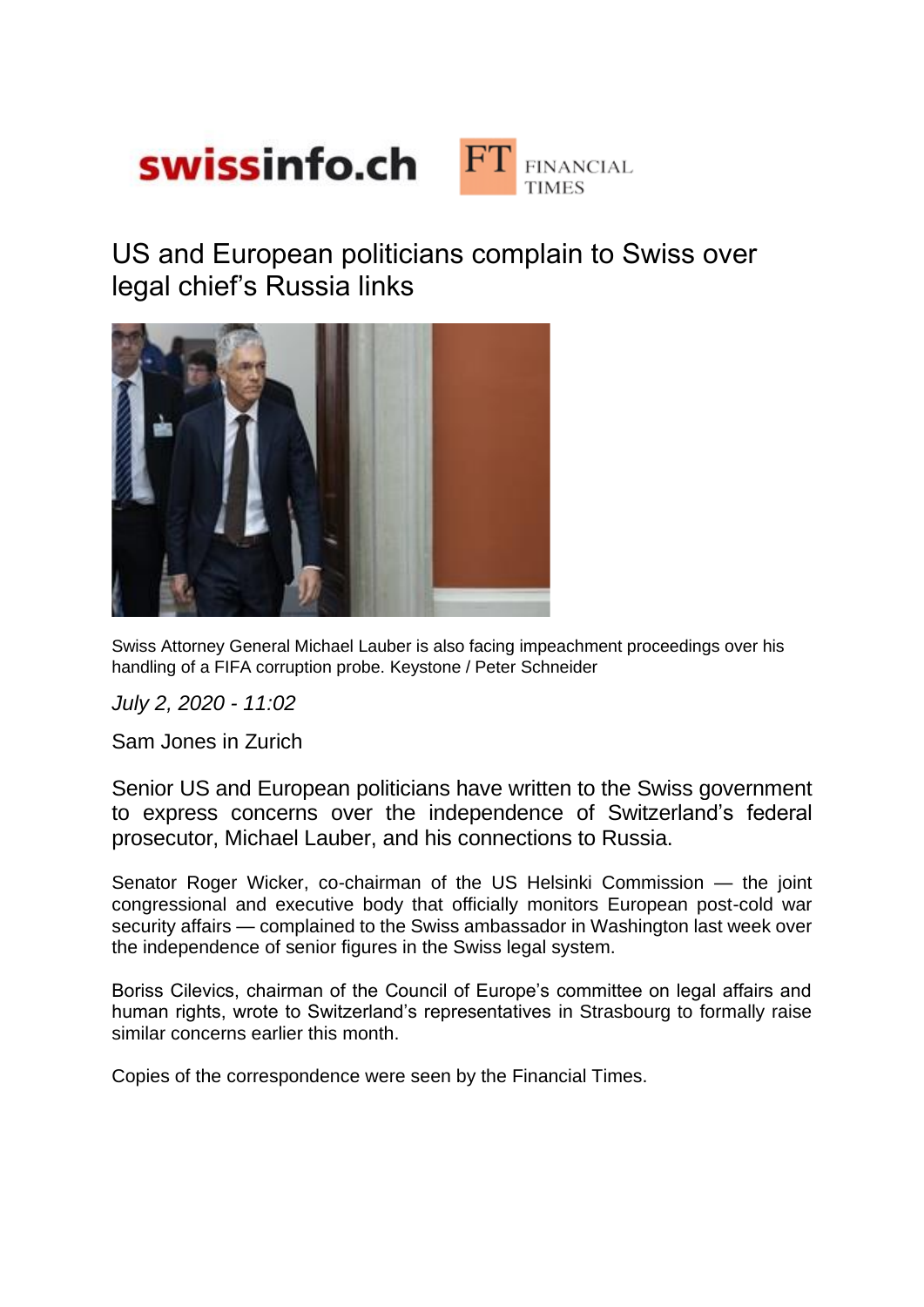swissinfo.ch FT FINANCIAL TIMES

# US and European politicians complain to Swiss over legal chief's Russia links

Swiss Attorney General Michael Lauber is also facing impeachment proceedings over his handling of a FIFA corruption probe. Keystone / Peter Schneider

*July 2, 2020 - 11:02*

Sam Jones in Zurich

Senior US and European politicians have written to the Swiss government to express concerns over the independence of Switzerland's federal prosecutor, Michael Lauber, and his connections to Russia.

Senator Roger Wicker, co-chairman of the US Helsinki Commission — the joint congressional and executive body that officially monitors European post-cold war security affairs — complained to the Swiss ambassador in Washington last week over the independence of senior figures in the Swiss legal system.

Boriss Cilevics, chairman of the Council of Europe's committee on legal affairs and human rights, wrote to Switzerland's representatives in Strasbourg to formally raise similar concerns earlier this month.

Copies of the correspondence were seen by the Financial Times.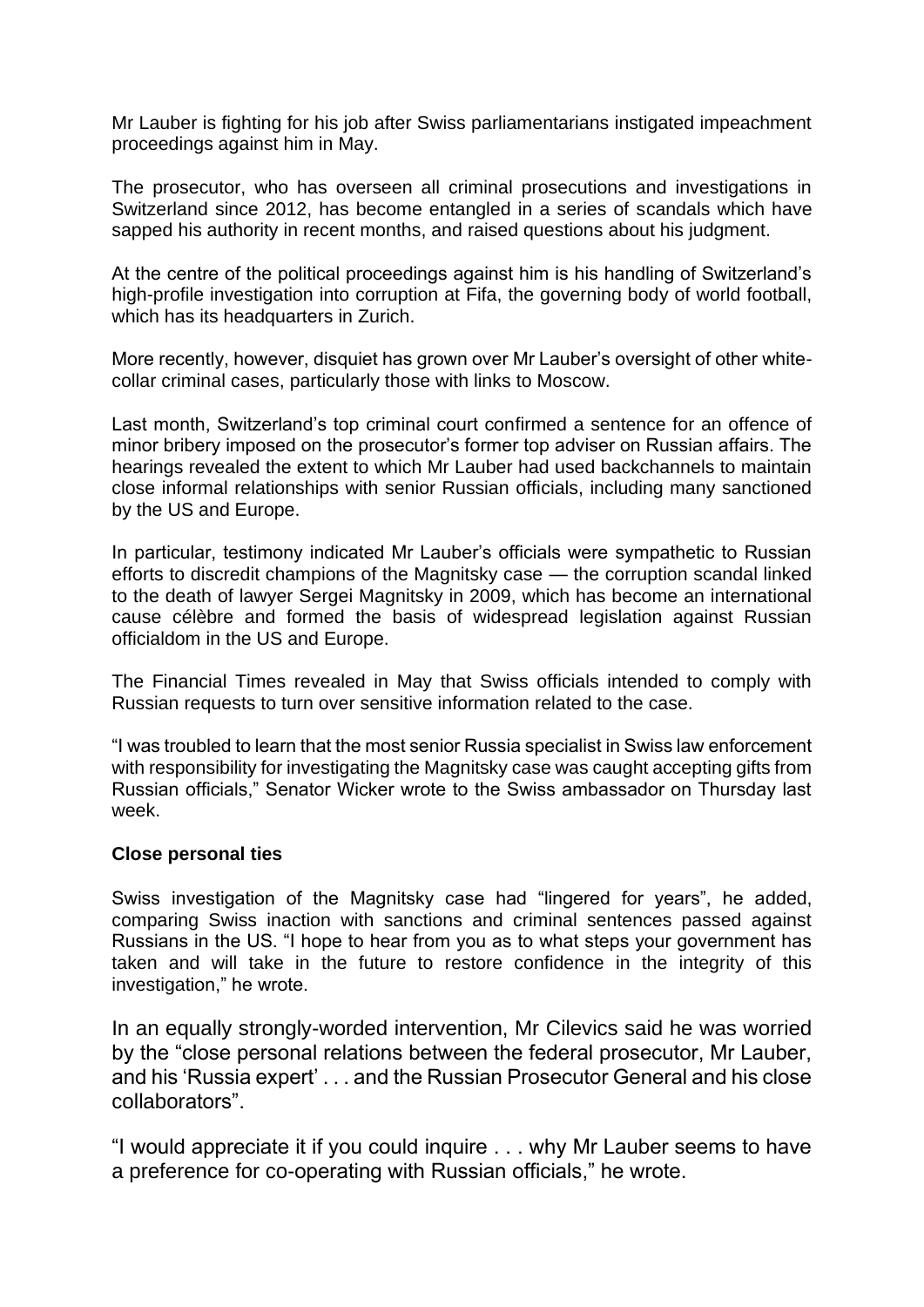Mr Lauber is fighting for his job after Swiss parliamentarians instigated impeachment proceedings against him in May.

The prosecutor, who has overseen all criminal prosecutions and investigations in Switzerland since 2012, has become entangled in a series of scandals which have sapped his authority in recent months, and raised questions about his judgment.

At the centre of the political proceedings against him is his handling of Switzerland's high-profile investigation into corruption at Fifa, the governing body of world football, which has its headquarters in Zurich.

More recently, however, disquiet has grown over Mr Lauber's oversight of other white-collar criminal cases, particularly those with links to Moscow.

Last month, Switzerland's top criminal court confirmed a sentence for an offence of minor bribery imposed on the prosecutor's former top adviser on Russian affairs. The hearings revealed the extent to which Mr Lauber had used backchannels to maintain close informal relationships with senior Russian officials, including many sanctioned by the US and Europe.

In particular, testimony indicated Mr Lauber's officials were sympathetic to Russian efforts to discredit champions of the Magnitsky case — the corruption scandal linked to the death of lawyer Sergei Magnitsky in 2009, which has become an international cause célèbre and formed the basis of widespread legislation against Russian officialdom in the US and Europe.

The Financial Times revealed in May that Swiss officials intended to comply with Russian requests to turn over sensitive information related to the case.

"I was troubled to learn that the most senior Russia specialist in Swiss law enforcement with responsibility for investigating the Magnitsky case was caught accepting gifts from Russian officials," Senator Wicker wrote to the Swiss ambassador on Thursday last week.

**Close personal ties**

Swiss investigation of the Magnitsky case had "lingered for years", he added, comparing Swiss inaction with sanctions and criminal sentences passed against Russians in the US. "I hope to hear from you as to what steps your government has taken and will take in the future to restore confidence in the integrity of this investigation," he wrote.

In an equally strongly-worded intervention, Mr Cilevics said he was worried by the "close personal relations between the federal prosecutor, Mr Lauber, and his 'Russia expert' . . . and the Russian Prosecutor General and his close collaborators".

"I would appreciate it if you could inquire . . . why Mr Lauber seems to have a preference for co-operating with Russian officials," he wrote.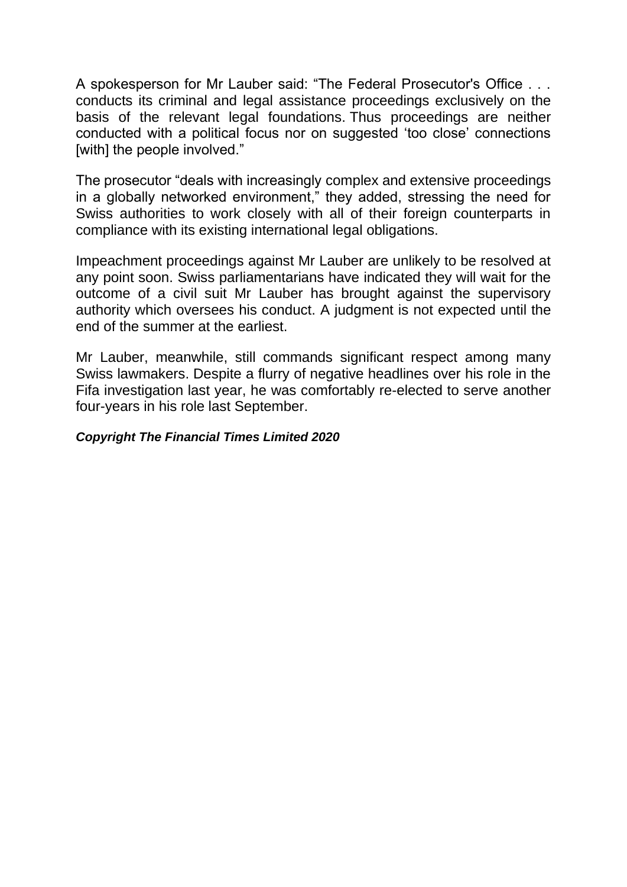A spokesperson for Mr Lauber said: "The Federal Prosecutor's Office . . . conducts its criminal and legal assistance proceedings exclusively on the basis of the relevant legal foundations. Thus proceedings are neither conducted with a political focus nor on suggested 'too close' connections [with] the people involved."

The prosecutor "deals with increasingly complex and extensive proceedings in a globally networked environment," they added, stressing the need for Swiss authorities to work closely with all of their foreign counterparts in compliance with its existing international legal obligations.

Impeachment proceedings against Mr Lauber are unlikely to be resolved at any point soon. Swiss parliamentarians have indicated they will wait for the outcome of a civil suit Mr Lauber has brought against the supervisory authority which oversees his conduct. A judgment is not expected until the end of the summer at the earliest.

Mr Lauber, meanwhile, still commands significant respect among many Swiss lawmakers. Despite a flurry of negative headlines over his role in the Fifa investigation last year, he was comfortably re-elected to serve another four-years in his role last September.

***Copyright The Financial Times Limited 2020***